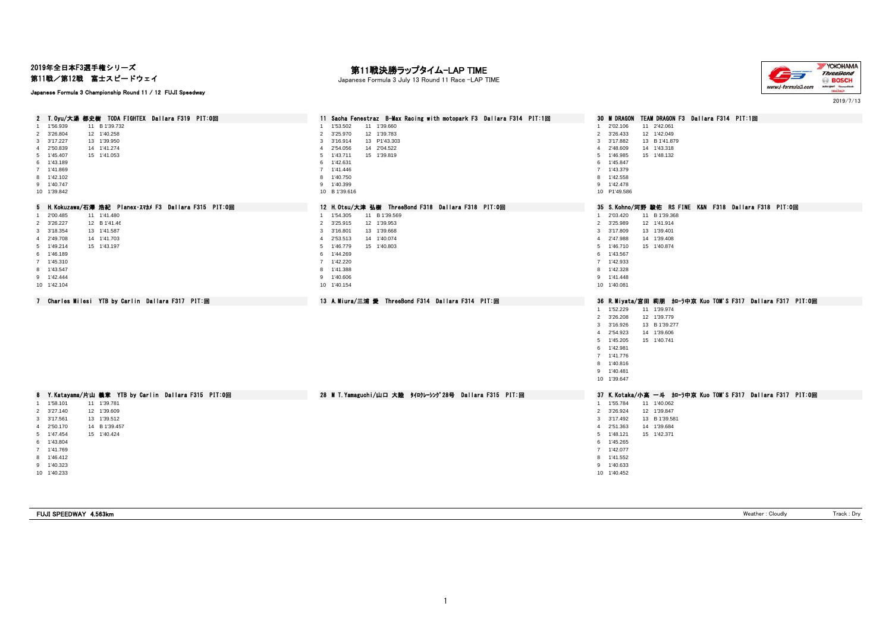2019年全日本F3選手権シリーズ
第11戦／第12戦　富士スピードウェイ

Japanese Formula 3 Championship Round 11 / 12 FUJI Speedway

# 第11戦決勝ラップタイム-LAP TIME

Japanese Formula 3 July 13 Round 11 Race -LAP TIME

2019/7/13

### 2 T.Oyu/大湯 都史樹 TODA FIGHTEX Dallara F319 PIT:0回

| Lap | Time | Lap | Time |
|---|---|---|---|
| 1 | 1'56.939 | 11 | B 1'39.732 |
| 2 | 3'26.804 | 12 | 1'40.258 |
| 3 | 3'17.227 | 13 | 1'39.950 |
| 4 | 2'50.839 | 14 | 1'41.274 |
| 5 | 1'45.407 | 15 | 1'41.053 |
| 6 | 1'43.189 | | |
| 7 | 1'41.869 | | |
| 8 | 1'42.102 | | |
| 9 | 1'40.747 | | |
| 10 | 1'39.842 | | |

### 11 Sacha Fenestraz B-Max Racing with motopark F3 Dallara F314 PIT:1回

| Lap | Time | Lap | Time |
|---|---|---|---|
| 1 | 1'53.502 | 11 | 1'39.660 |
| 2 | 3'25.970 | 12 | 1'39.783 |
| 3 | 3'16.914 | 13 | P1'43.303 |
| 4 | 2'54.056 | 14 | 2'04.522 |
| 5 | 1'43.711 | 15 | 1'39.819 |
| 6 | 1'42.631 | | |
| 7 | 1'41.446 | | |
| 8 | 1'40.750 | | |
| 9 | 1'40.399 | | |
| 10 | B 1'39.616 | | |

### 30 M DRAGON TEAM DRAGON F3 Dallara F314 PIT:1回

| Lap | Time | Lap | Time |
|---|---|---|---|
| 1 | 2'02.106 | 11 | 2'42.061 |
| 2 | 3'26.433 | 12 | 1'42.049 |
| 3 | 3'17.882 | 13 | B 1'41.879 |
| 4 | 2'48.609 | 14 | 1'43.318 |
| 5 | 1'46.985 | 15 | 1'48.132 |
| 6 | 1'45.847 | | |
| 7 | 1'43.379 | | |
| 8 | 1'42.558 | | |
| 9 | 1'42.478 | | |
| 10 | P1'49.586 | | |

### 5 H.Kokuzawa/石澤 浩紀 Planex・ｽﾏｶﾒ F3 Dallara F315 PIT:0回

| Lap | Time | Lap | Time |
|---|---|---|---|
| 1 | 2'00.485 | 11 | 1'41.480 |
| 2 | 3'26.227 | 12 | B 1'41.46 |
| 3 | 3'18.354 | 13 | 1'41.587 |
| 4 | 2'49.708 | 14 | 1'41.703 |
| 5 | 1'49.214 | 15 | 1'43.197 |
| 6 | 1'46.189 | | |
| 7 | 1'45.310 | | |
| 8 | 1'43.547 | | |
| 9 | 1'42.444 | | |
| 10 | 1'42.104 | | |

### 12 H.Otsu/大津 弘樹 ThreeBond F318 Dallara F318 PIT:0回

| Lap | Time | Lap | Time |
|---|---|---|---|
| 1 | 1'54.305 | 11 | B 1'39.569 |
| 2 | 3'25.915 | 12 | 1'39.953 |
| 3 | 3'16.801 | 13 | 1'39.668 |
| 4 | 2'53.513 | 14 | 1'40.074 |
| 5 | 1'46.779 | 15 | 1'40.803 |
| 6 | 1'44.269 | | |
| 7 | 1'42.220 | | |
| 8 | 1'41.388 | | |
| 9 | 1'40.606 | | |
| 10 | 1'40.154 | | |

### 35 S.Kohno/河野 駿佑 RS FINE K&N F318 Dallara F318 PIT:0回

| Lap | Time | Lap | Time |
|---|---|---|---|
| 1 | 2'03.420 | 11 | B 1'39.368 |
| 2 | 3'25.989 | 12 | 1'41.914 |
| 3 | 3'17.809 | 13 | 1'39.401 |
| 4 | 2'47.988 | 14 | 1'39.408 |
| 5 | 1'46.710 | 15 | 1'40.874 |
| 6 | 1'43.567 | | |
| 7 | 1'42.933 | | |
| 8 | 1'42.328 | | |
| 9 | 1'41.448 | | |
| 10 | 1'40.081 | | |

### 7 Charles Milesi YTB by Carlin Dallara F317 PIT:回

### 13 A.Miura/三浦 愛 ThreeBond F314 Dallara F314 PIT:回

### 36 R.Miyata/宮田 莉朋 ｶﾛｰﾗ中京 Kuo TOM'S F317 Dallara F317 PIT:0回

| Lap | Time | Lap | Time |
|---|---|---|---|
| 1 | 1'52.229 | 11 | 1'39.974 |
| 2 | 3'26.208 | 12 | 1'39.779 |
| 3 | 3'16.926 | 13 | B 1'39.277 |
| 4 | 2'54.923 | 14 | 1'39.606 |
| 5 | 1'45.205 | 15 | 1'40.741 |
| 6 | 1'42.981 | | |
| 7 | 1'41.776 | | |
| 8 | 1'40.816 | | |
| 9 | 1'40.481 | | |
| 10 | 1'39.647 | | |

### 8 Y.Katayama/片山 義章 YTB by Carlin Dallara F315 PIT:0回

| Lap | Time | Lap | Time |
|---|---|---|---|
| 1 | 1'58.101 | 11 | 1'39.781 |
| 2 | 3'27.140 | 12 | 1'39.609 |
| 3 | 3'17.561 | 13 | 1'39.512 |
| 4 | 2'50.170 | 14 | B 1'39.457 |
| 5 | 1'47.454 | 15 | 1'40.424 |
| 6 | 1'43.804 | | |
| 7 | 1'41.769 | | |
| 8 | 1'46.412 | | |
| 9 | 1'40.323 | | |
| 10 | 1'40.233 | | |

### 28 M T.Yamaguchi/山口 大陸 ﾀｲﾛｸﾚｰｼﾝｸﾞ28号 Dallara F315 PIT:回

### 37 K.Kotaka/小高 一斗 ｶﾛｰﾗ中京 Kuo TOM'S F317 Dallara F317 PIT:0回

| Lap | Time | Lap | Time |
|---|---|---|---|
| 1 | 1'55.784 | 11 | 1'40.062 |
| 2 | 3'26.924 | 12 | 1'39.847 |
| 3 | 3'17.492 | 13 | B 1'39.581 |
| 4 | 2'51.363 | 14 | 1'39.684 |
| 5 | 1'48.121 | 15 | 1'42.371 |
| 6 | 1'45.265 | | |
| 7 | 1'42.077 | | |
| 8 | 1'41.552 | | |
| 9 | 1'40.633 | | |
| 10 | 1'40.452 | | |

FUJI SPEEDWAY 4.563km　　Weather : Cloudly　　Track : Dry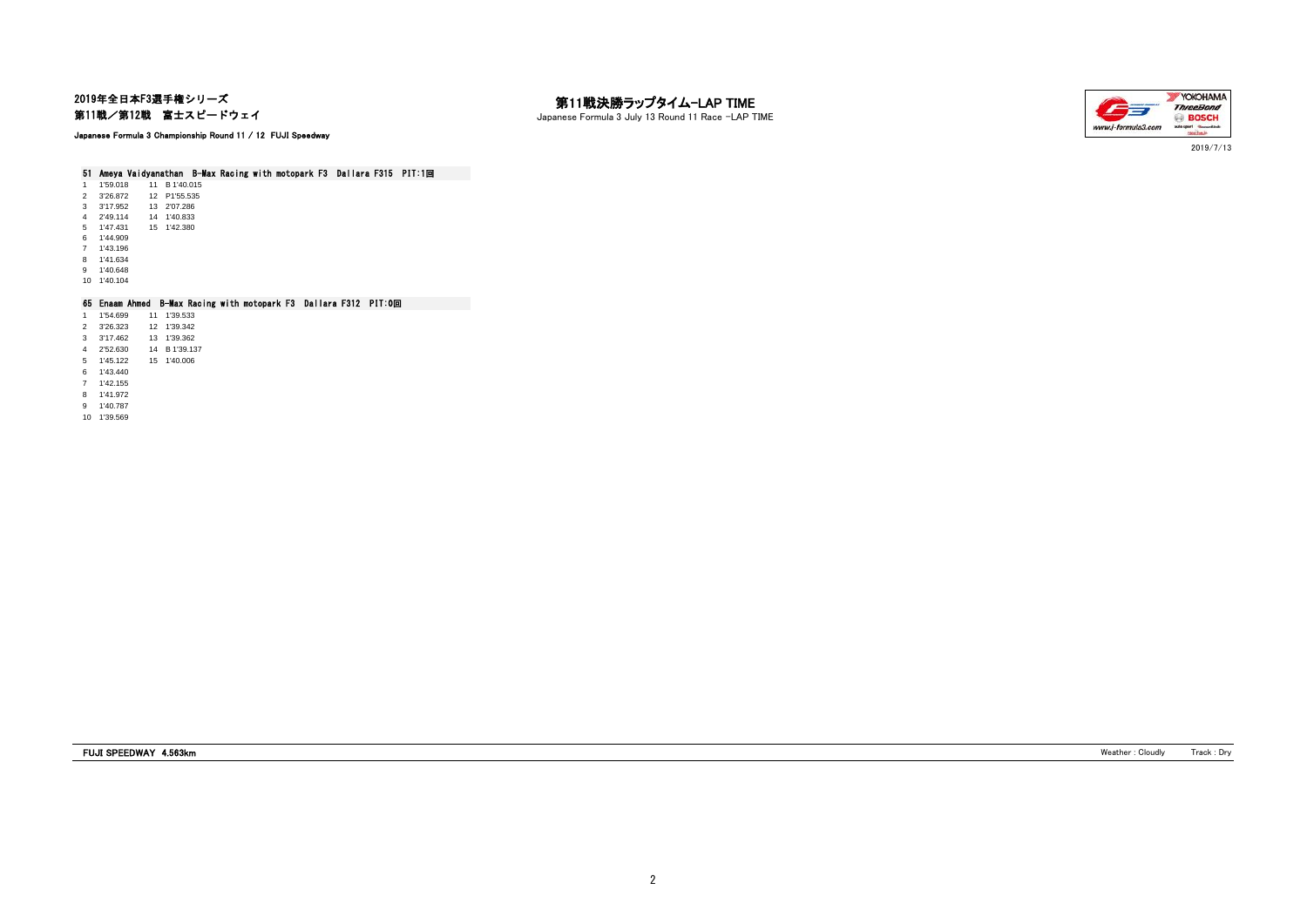2019年全日本F3選手権シリーズ
第11戦／第12戦　富士スピードウェイ

Japanese Formula 3 Championship Round 11 / 12 FUJI Speedway

# 第11戦決勝ラップタイム-LAP TIME

Japanese Formula 3 July 13 Round 11 Race -LAP TIME

2019/7/13

## 51 Ameya Vaidyanathan B-Max Racing with motopark F3 Dallara F315 PIT:1回

| | | | |
|---|---|---|---|
| 1 | 1'59.018 | 11 | B 1'40.015 |
| 2 | 3'26.872 | 12 | P1'55.535 |
| 3 | 3'17.952 | 13 | 2'07.286 |
| 4 | 2'49.114 | 14 | 1'40.833 |
| 5 | 1'47.431 | 15 | 1'42.380 |
| 6 | 1'44.909 | | |
| 7 | 1'43.196 | | |
| 8 | 1'41.634 | | |
| 9 | 1'40.648 | | |
| 10 | 1'40.104 | | |

## 65 Enaam Ahmed B-Max Racing with motopark F3 Dallara F312 PIT:0回

| | | | |
|---|---|---|---|
| 1 | 1'54.699 | 11 | 1'39.533 |
| 2 | 3'26.323 | 12 | 1'39.342 |
| 3 | 3'17.462 | 13 | 1'39.362 |
| 4 | 2'52.630 | 14 | B 1'39.137 |
| 5 | 1'45.122 | 15 | 1'40.006 |
| 6 | 1'43.440 | | |
| 7 | 1'42.155 | | |
| 8 | 1'41.972 | | |
| 9 | 1'40.787 | | |
| 10 | 1'39.569 | | |

FUJI SPEEDWAY 4.563km

Weather : Cloudly　Track : Dry